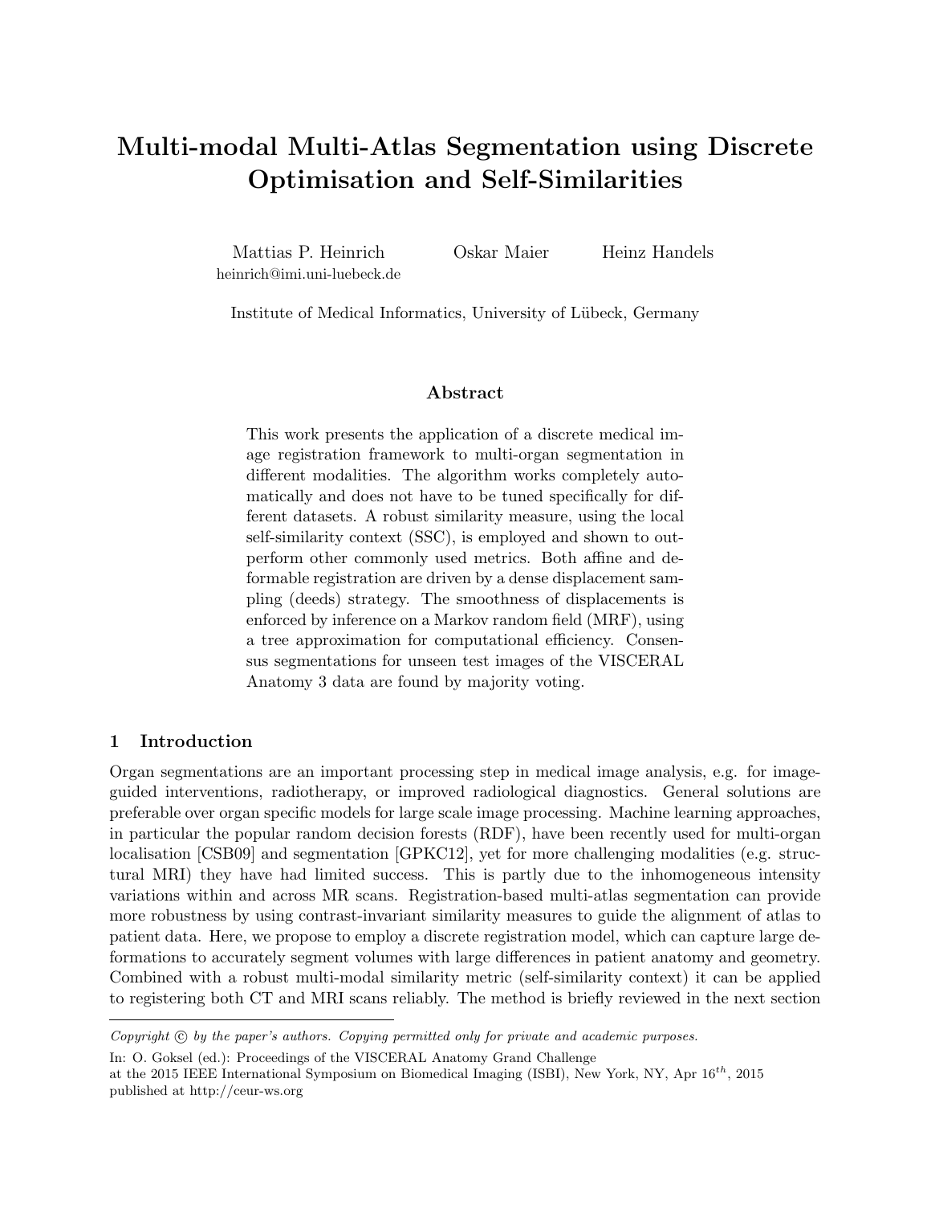# Multi-modal Multi-Atlas Segmentation using Discrete Optimisation and Self-Similarities

Mattias P. Heinrich
heinrich@imi.uni-luebeck.de

Oskar Maier

Heinz Handels

Institute of Medical Informatics, University of Lübeck, Germany

### Abstract

This work presents the application of a discrete medical image registration framework to multi-organ segmentation in different modalities. The algorithm works completely automatically and does not have to be tuned specifically for different datasets. A robust similarity measure, using the local self-similarity context (SSC), is employed and shown to outperform other commonly used metrics. Both affine and deformable registration are driven by a dense displacement sampling (deeds) strategy. The smoothness of displacements is enforced by inference on a Markov random field (MRF), using a tree approximation for computational efficiency. Consensus segmentations for unseen test images of the VISCERAL Anatomy 3 data are found by majority voting.

## 1 Introduction

Organ segmentations are an important processing step in medical image analysis, e.g. for image-guided interventions, radiotherapy, or improved radiological diagnostics. General solutions are preferable over organ specific models for large scale image processing. Machine learning approaches, in particular the popular random decision forests (RDF), have been recently used for multi-organ localisation [CSB09] and segmentation [GPKC12], yet for more challenging modalities (e.g. structural MRI) they have had limited success. This is partly due to the inhomogeneous intensity variations within and across MR scans. Registration-based multi-atlas segmentation can provide more robustness by using contrast-invariant similarity measures to guide the alignment of atlas to patient data. Here, we propose to employ a discrete registration model, which can capture large deformations to accurately segment volumes with large differences in patient anatomy and geometry. Combined with a robust multi-modal similarity metric (self-similarity context) it can be applied to registering both CT and MRI scans reliably. The method is briefly reviewed in the next section

---

*Copyright © by the paper's authors. Copying permitted only for private and academic purposes.*

In: O. Goksel (ed.): Proceedings of the VISCERAL Anatomy Grand Challenge
at the 2015 IEEE International Symposium on Biomedical Imaging (ISBI), New York, NY, Apr 16th, 2015
published at http://ceur-ws.org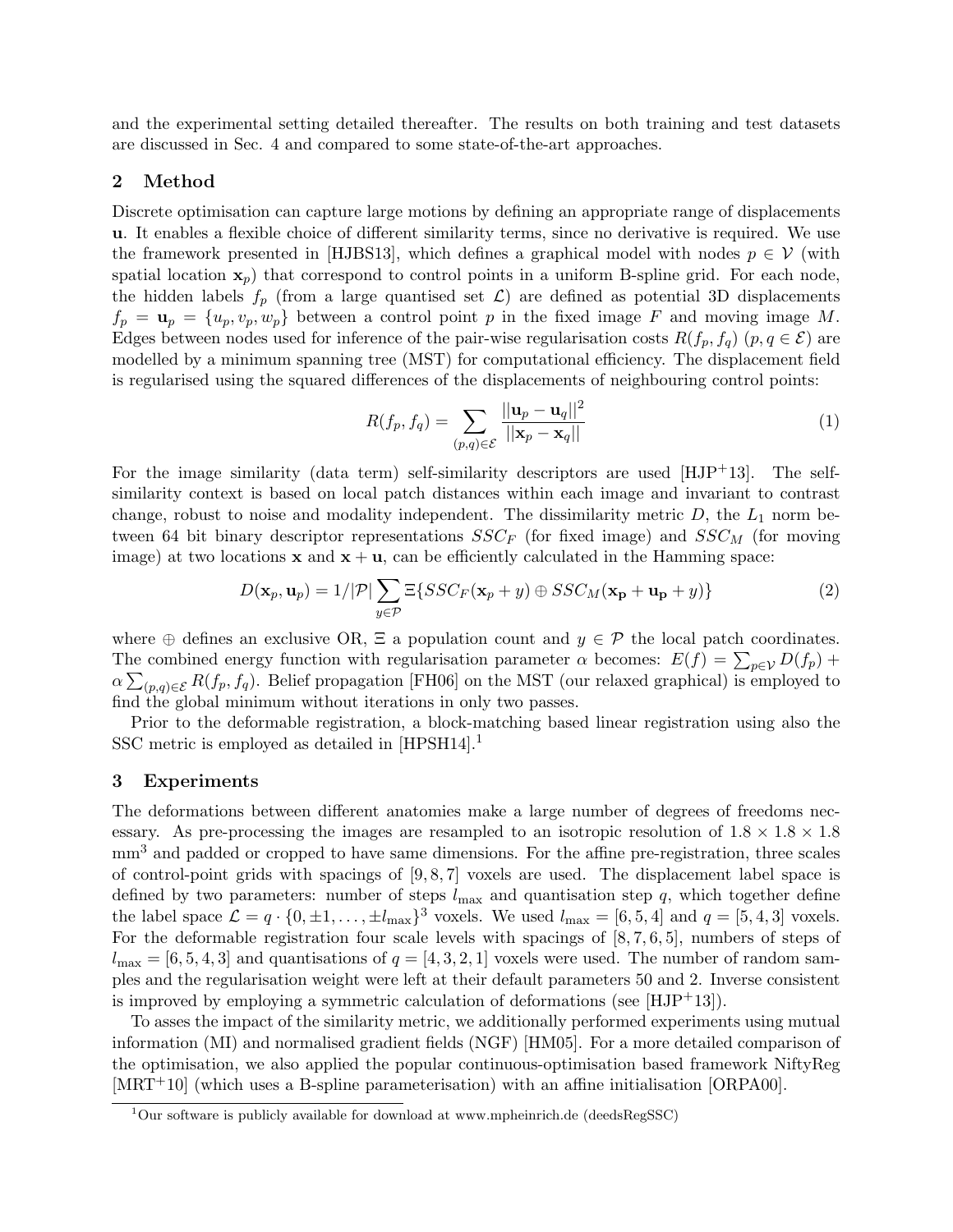and the experimental setting detailed thereafter. The results on both training and test datasets are discussed in Sec. 4 and compared to some state-of-the-art approaches.

## 2 Method

Discrete optimisation can capture large motions by defining an appropriate range of displacements $\mathbf{u}$. It enables a flexible choice of different similarity terms, since no derivative is required. We use the framework presented in [HJBS13], which defines a graphical model with nodes $p \in \mathcal{V}$ (with spatial location $\mathbf{x}_p$) that correspond to control points in a uniform B-spline grid. For each node, the hidden labels $f_p$ (from a large quantised set $\mathcal{L}$) are defined as potential 3D displacements $f_p = \mathbf{u}_p = \{u_p, v_p, w_p\}$ between a control point $p$ in the fixed image $F$ and moving image $M$. Edges between nodes used for inference of the pair-wise regularisation costs $R(f_p, f_q)$ $(p, q \in \mathcal{E})$ are modelled by a minimum spanning tree (MST) for computational efficiency. The displacement field is regularised using the squared differences of the displacements of neighbouring control points:

$$R(f_p, f_q) = \sum_{(p,q)\in\mathcal{E}} \frac{||\mathbf{u}_p - \mathbf{u}_q||^2}{||\mathbf{x}_p - \mathbf{x}_q||} \tag{1}$$

For the image similarity (data term) self-similarity descriptors are used [HJP+13]. The self-similarity context is based on local patch distances within each image and invariant to contrast change, robust to noise and modality independent. The dissimilarity metric $D$, the $L_1$ norm between 64 bit binary descriptor representations $SSC_F$ (for fixed image) and $SSC_M$ (for moving image) at two locations $\mathbf{x}$ and $\mathbf{x} + \mathbf{u}$, can be efficiently calculated in the Hamming space:

$$D(\mathbf{x}_p, \mathbf{u}_p) = 1/|\mathcal{P}| \sum_{y\in\mathcal{P}} \Xi\{SSC_F(\mathbf{x}_p + y) \oplus SSC_M(\mathbf{x_p} + \mathbf{u_p} + y)\} \tag{2}$$

where $\oplus$ defines an exclusive OR, $\Xi$ a population count and $y \in \mathcal{P}$ the local patch coordinates. The combined energy function with regularisation parameter $\alpha$ becomes: $E(f) = \sum_{p\in\mathcal{V}} D(f_p) + \alpha \sum_{(p,q)\in\mathcal{E}} R(f_p, f_q)$. Belief propagation [FH06] on the MST (our relaxed graphical) is employed to find the global minimum without iterations in only two passes.

Prior to the deformable registration, a block-matching based linear registration using also the SSC metric is employed as detailed in [HPSH14].[1]

## 3 Experiments

The deformations between different anatomies make a large number of degrees of freedoms necessary. As pre-processing the images are resampled to an isotropic resolution of $1.8 \times 1.8 \times 1.8$ mm$^3$ and padded or cropped to have same dimensions. For the affine pre-registration, three scales of control-point grids with spacings of $[9, 8, 7]$ voxels are used. The displacement label space is defined by two parameters: number of steps $l_{\max}$ and quantisation step $q$, which together define the label space $\mathcal{L} = q \cdot \{0, \pm 1, \ldots, \pm l_{\max}\}^3$ voxels. We used $l_{\max} = [6, 5, 4]$ and $q = [5, 4, 3]$ voxels. For the deformable registration four scale levels with spacings of $[8, 7, 6, 5]$, numbers of steps of $l_{\max} = [6, 5, 4, 3]$ and quantisations of $q = [4, 3, 2, 1]$ voxels were used. The number of random samples and the regularisation weight were left at their default parameters 50 and 2. Inverse consistent is improved by employing a symmetric calculation of deformations (see [HJP+13]).

To asses the impact of the similarity metric, we additionally performed experiments using mutual information (MI) and normalised gradient fields (NGF) [HM05]. For a more detailed comparison of the optimisation, we also applied the popular continuous-optimisation based framework NiftyReg [MRT+10] (which uses a B-spline parameterisation) with an affine initialisation [ORPA00].

[1] Our software is publicly available for download at www.mpheinrich.de (deedsRegSSC)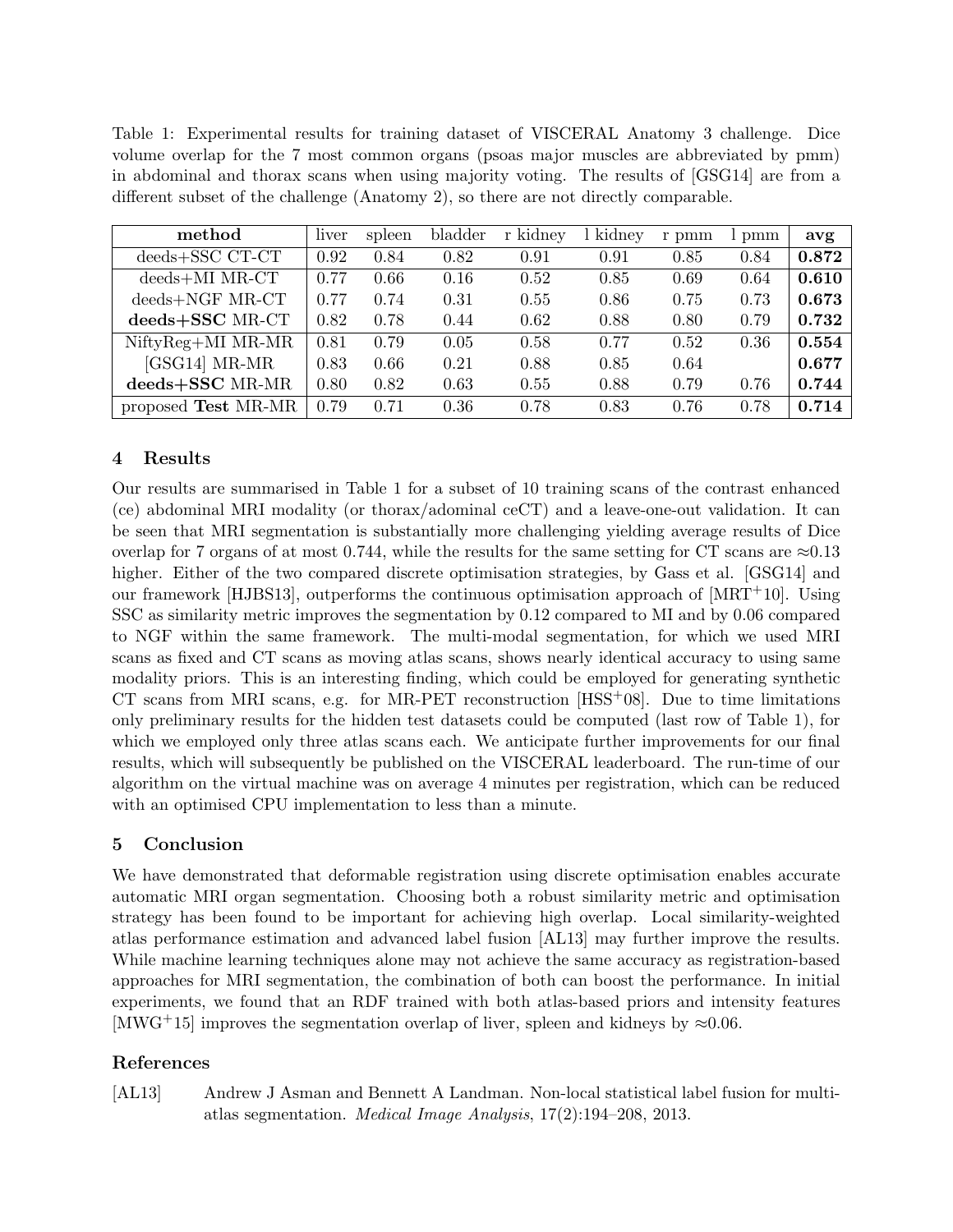Table 1: Experimental results for training dataset of VISCERAL Anatomy 3 challenge. Dice volume overlap for the 7 most common organs (psoas major muscles are abbreviated by pmm) in abdominal and thorax scans when using majority voting. The results of [GSG14] are from a different subset of the challenge (Anatomy 2), so there are not directly comparable.

| **method** | liver | spleen | bladder | r kidney | l kidney | r pmm | l pmm | **avg** |
|---|---|---|---|---|---|---|---|---|
| deeds+SSC CT-CT | 0.92 | 0.84 | 0.82 | 0.91 | 0.91 | 0.85 | 0.84 | **0.872** |
| deeds+MI MR-CT | 0.77 | 0.66 | 0.16 | 0.52 | 0.85 | 0.69 | 0.64 | **0.610** |
| deeds+NGF MR-CT | 0.77 | 0.74 | 0.31 | 0.55 | 0.86 | 0.75 | 0.73 | **0.673** |
| **deeds+SSC** MR-CT | 0.82 | 0.78 | 0.44 | 0.62 | 0.88 | 0.80 | 0.79 | **0.732** |
| NiftyReg+MI MR-MR | 0.81 | 0.79 | 0.05 | 0.58 | 0.77 | 0.52 | 0.36 | **0.554** |
| [GSG14] MR-MR | 0.83 | 0.66 | 0.21 | 0.88 | 0.85 | 0.64 | | **0.677** |
| **deeds+SSC** MR-MR | 0.80 | 0.82 | 0.63 | 0.55 | 0.88 | 0.79 | 0.76 | **0.744** |
| proposed **Test** MR-MR | 0.79 | 0.71 | 0.36 | 0.78 | 0.83 | 0.76 | 0.78 | **0.714** |

## 4 Results

Our results are summarised in Table 1 for a subset of 10 training scans of the contrast enhanced (ce) abdominal MRI modality (or thorax/adominal ceCT) and a leave-one-out validation. It can be seen that MRI segmentation is substantially more challenging yielding average results of Dice overlap for 7 organs of at most 0.744, while the results for the same setting for CT scans are $\approx$0.13 higher. Either of the two compared discrete optimisation strategies, by Gass et al. [GSG14] and our framework [HJBS13], outperforms the continuous optimisation approach of [MRT+10]. Using SSC as similarity metric improves the segmentation by 0.12 compared to MI and by 0.06 compared to NGF within the same framework. The multi-modal segmentation, for which we used MRI scans as fixed and CT scans as moving atlas scans, shows nearly identical accuracy to using same modality priors. This is an interesting finding, which could be employed for generating synthetic CT scans from MRI scans, e.g. for MR-PET reconstruction [HSS+08]. Due to time limitations only preliminary results for the hidden test datasets could be computed (last row of Table 1), for which we employed only three atlas scans each. We anticipate further improvements for our final results, which will subsequently be published on the VISCERAL leaderboard. The run-time of our algorithm on the virtual machine was on average 4 minutes per registration, which can be reduced with an optimised CPU implementation to less than a minute.

## 5 Conclusion

We have demonstrated that deformable registration using discrete optimisation enables accurate automatic MRI organ segmentation. Choosing both a robust similarity metric and optimisation strategy has been found to be important for achieving high overlap. Local similarity-weighted atlas performance estimation and advanced label fusion [AL13] may further improve the results. While machine learning techniques alone may not achieve the same accuracy as registration-based approaches for MRI segmentation, the combination of both can boost the performance. In initial experiments, we found that an RDF trained with both atlas-based priors and intensity features [MWG+15] improves the segmentation overlap of liver, spleen and kidneys by $\approx$0.06.

## References

[AL13] Andrew J Asman and Bennett A Landman. Non-local statistical label fusion for multi-atlas segmentation. *Medical Image Analysis*, 17(2):194–208, 2013.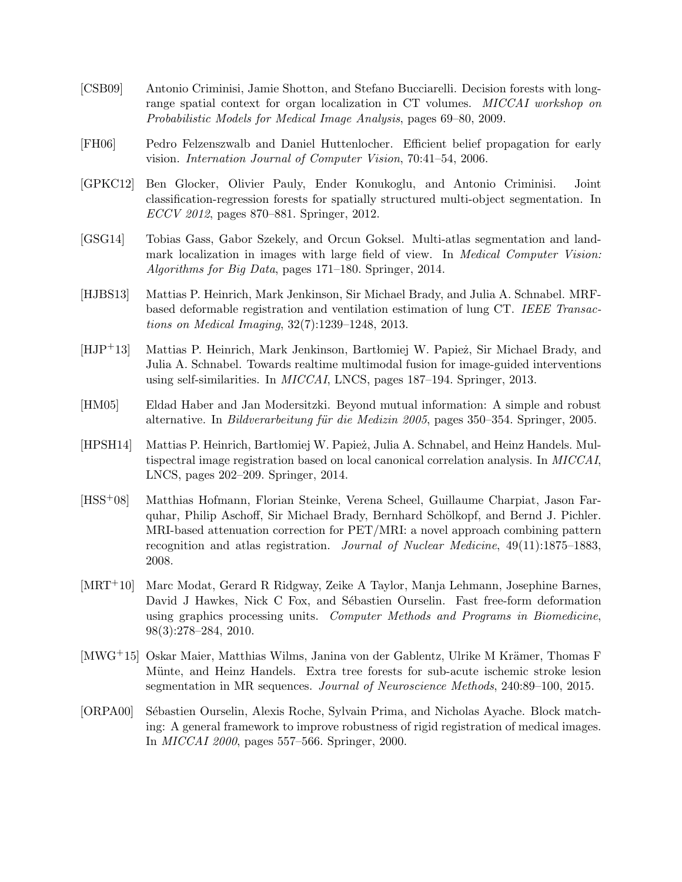[CSB09] Antonio Criminisi, Jamie Shotton, and Stefano Bucciarelli. Decision forests with long-range spatial context for organ localization in CT volumes. *MICCAI workshop on Probabilistic Models for Medical Image Analysis*, pages 69–80, 2009.

[FH06] Pedro Felzenszwalb and Daniel Huttenlocher. Efficient belief propagation for early vision. *Internation Journal of Computer Vision*, 70:41–54, 2006.

[GPKC12] Ben Glocker, Olivier Pauly, Ender Konukoglu, and Antonio Criminisi. Joint classification-regression forests for spatially structured multi-object segmentation. In *ECCV 2012*, pages 870–881. Springer, 2012.

[GSG14] Tobias Gass, Gabor Szekely, and Orcun Goksel. Multi-atlas segmentation and landmark localization in images with large field of view. In *Medical Computer Vision: Algorithms for Big Data*, pages 171–180. Springer, 2014.

[HJBS13] Mattias P. Heinrich, Mark Jenkinson, Sir Michael Brady, and Julia A. Schnabel. MRF-based deformable registration and ventilation estimation of lung CT. *IEEE Transactions on Medical Imaging*, 32(7):1239–1248, 2013.

[HJP+13] Mattias P. Heinrich, Mark Jenkinson, Bartłomiej W. Papież, Sir Michael Brady, and Julia A. Schnabel. Towards realtime multimodal fusion for image-guided interventions using self-similarities. In *MICCAI*, LNCS, pages 187–194. Springer, 2013.

[HM05] Eldad Haber and Jan Modersitzki. Beyond mutual information: A simple and robust alternative. In *Bildverarbeitung für die Medizin 2005*, pages 350–354. Springer, 2005.

[HPSH14] Mattias P. Heinrich, Bartłomiej W. Papież, Julia A. Schnabel, and Heinz Handels. Multispectral image registration based on local canonical correlation analysis. In *MICCAI*, LNCS, pages 202–209. Springer, 2014.

[HSS+08] Matthias Hofmann, Florian Steinke, Verena Scheel, Guillaume Charpiat, Jason Farquhar, Philip Aschoff, Sir Michael Brady, Bernhard Schölkopf, and Bernd J. Pichler. MRI-based attenuation correction for PET/MRI: a novel approach combining pattern recognition and atlas registration. *Journal of Nuclear Medicine*, 49(11):1875–1883, 2008.

[MRT+10] Marc Modat, Gerard R Ridgway, Zeike A Taylor, Manja Lehmann, Josephine Barnes, David J Hawkes, Nick C Fox, and Sébastien Ourselin. Fast free-form deformation using graphics processing units. *Computer Methods and Programs in Biomedicine*, 98(3):278–284, 2010.

[MWG+15] Oskar Maier, Matthias Wilms, Janina von der Gablentz, Ulrike M Krämer, Thomas F Münte, and Heinz Handels. Extra tree forests for sub-acute ischemic stroke lesion segmentation in MR sequences. *Journal of Neuroscience Methods*, 240:89–100, 2015.

[ORPA00] Sébastien Ourselin, Alexis Roche, Sylvain Prima, and Nicholas Ayache. Block matching: A general framework to improve robustness of rigid registration of medical images. In *MICCAI 2000*, pages 557–566. Springer, 2000.